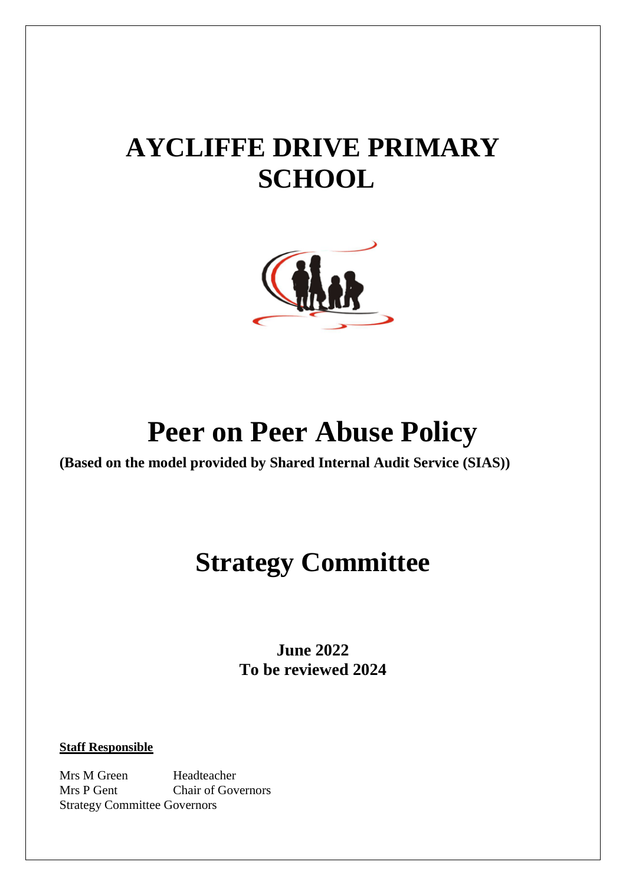# AYCLIFFE DRIVE PRIMARY SCHOOL

# Peer on Peer Abuse Policy

**(Based on the model provided by Shared Internal Audit Service (SIAS))**

## Strategy Committee

**June 2022**
**To be reviewed 2024**

**Staff Responsible**

Mrs M Green Headteacher
Mrs P Gent Chair of Governors
Strategy Committee Governors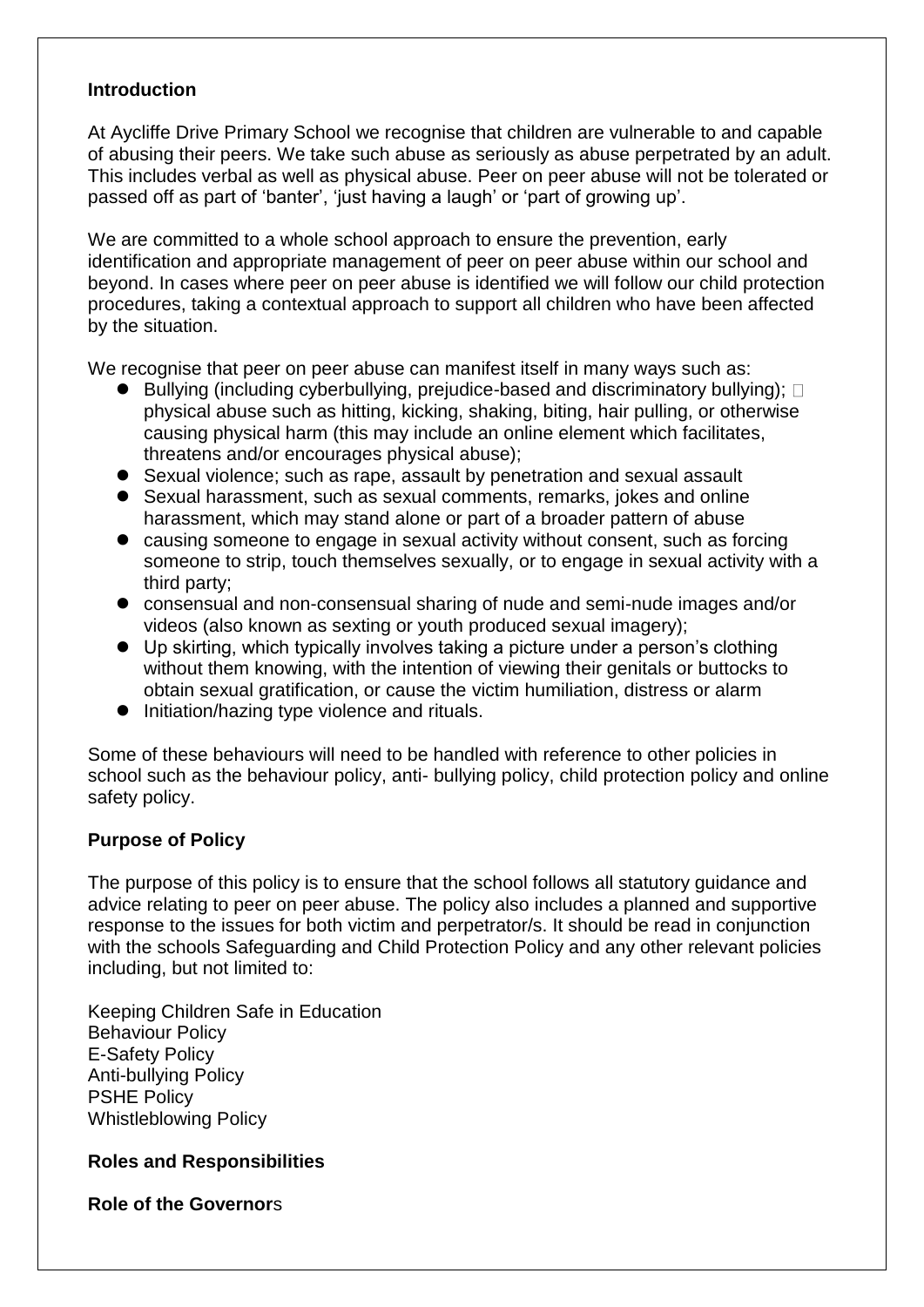## Introduction

At Aycliffe Drive Primary School we recognise that children are vulnerable to and capable of abusing their peers. We take such abuse as seriously as abuse perpetrated by an adult. This includes verbal as well as physical abuse. Peer on peer abuse will not be tolerated or passed off as part of 'banter', 'just having a laugh' or 'part of growing up'.

We are committed to a whole school approach to ensure the prevention, early identification and appropriate management of peer on peer abuse within our school and beyond. In cases where peer on peer abuse is identified we will follow our child protection procedures, taking a contextual approach to support all children who have been affected by the situation.

We recognise that peer on peer abuse can manifest itself in many ways such as:

- Bullying (including cyberbullying, prejudice-based and discriminatory bullying);  physical abuse such as hitting, kicking, shaking, biting, hair pulling, or otherwise causing physical harm (this may include an online element which facilitates, threatens and/or encourages physical abuse);
- Sexual violence; such as rape, assault by penetration and sexual assault
- Sexual harassment, such as sexual comments, remarks, jokes and online harassment, which may stand alone or part of a broader pattern of abuse
- causing someone to engage in sexual activity without consent, such as forcing someone to strip, touch themselves sexually, or to engage in sexual activity with a third party;
- consensual and non-consensual sharing of nude and semi-nude images and/or videos (also known as sexting or youth produced sexual imagery);
- Up skirting, which typically involves taking a picture under a person's clothing without them knowing, with the intention of viewing their genitals or buttocks to obtain sexual gratification, or cause the victim humiliation, distress or alarm
- Initiation/hazing type violence and rituals.

Some of these behaviours will need to be handled with reference to other policies in school such as the behaviour policy, anti- bullying policy, child protection policy and online safety policy.

## Purpose of Policy

The purpose of this policy is to ensure that the school follows all statutory guidance and advice relating to peer on peer abuse. The policy also includes a planned and supportive response to the issues for both victim and perpetrator/s. It should be read in conjunction with the schools Safeguarding and Child Protection Policy and any other relevant policies including, but not limited to:

Keeping Children Safe in Education
Behaviour Policy
E-Safety Policy
Anti-bullying Policy
PSHE Policy
Whistleblowing Policy

## Roles and Responsibilities

### Role of the Governors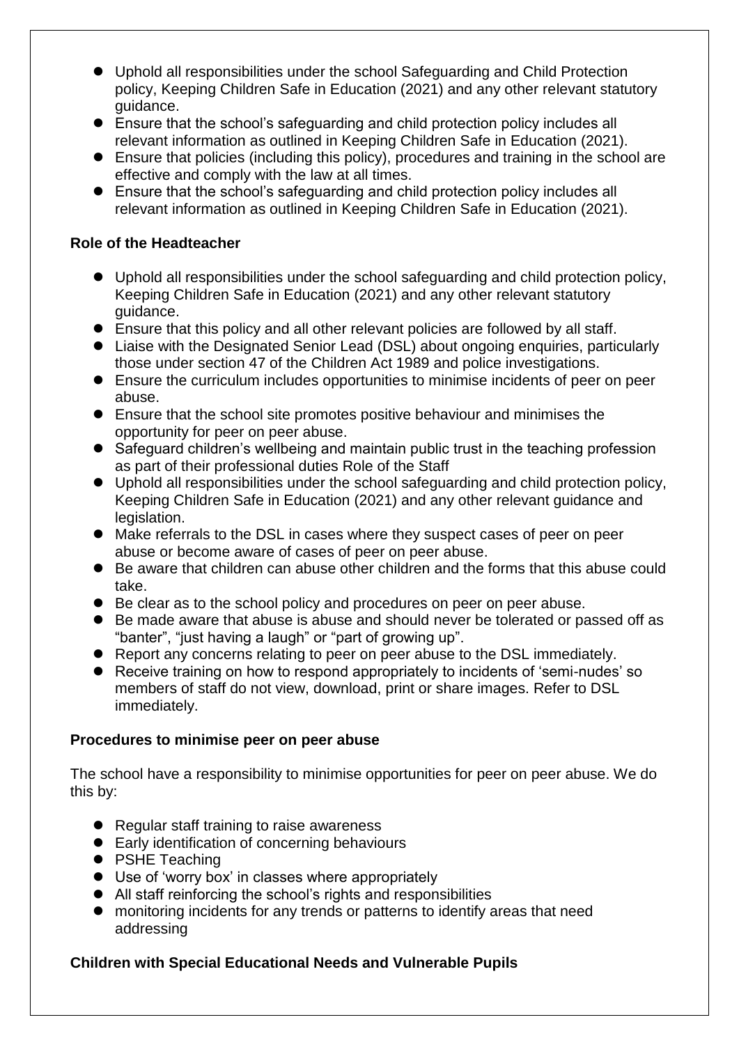- Uphold all responsibilities under the school Safeguarding and Child Protection policy, Keeping Children Safe in Education (2021) and any other relevant statutory guidance.
- Ensure that the school's safeguarding and child protection policy includes all relevant information as outlined in Keeping Children Safe in Education (2021).
- Ensure that policies (including this policy), procedures and training in the school are effective and comply with the law at all times.
- Ensure that the school's safeguarding and child protection policy includes all relevant information as outlined in Keeping Children Safe in Education (2021).

**Role of the Headteacher**

- Uphold all responsibilities under the school safeguarding and child protection policy, Keeping Children Safe in Education (2021) and any other relevant statutory guidance.
- Ensure that this policy and all other relevant policies are followed by all staff.
- Liaise with the Designated Senior Lead (DSL) about ongoing enquiries, particularly those under section 47 of the Children Act 1989 and police investigations.
- Ensure the curriculum includes opportunities to minimise incidents of peer on peer abuse.
- Ensure that the school site promotes positive behaviour and minimises the opportunity for peer on peer abuse.
- Safeguard children's wellbeing and maintain public trust in the teaching profession as part of their professional duties Role of the Staff
- Uphold all responsibilities under the school safeguarding and child protection policy, Keeping Children Safe in Education (2021) and any other relevant guidance and legislation.
- Make referrals to the DSL in cases where they suspect cases of peer on peer abuse or become aware of cases of peer on peer abuse.
- Be aware that children can abuse other children and the forms that this abuse could take.
- Be clear as to the school policy and procedures on peer on peer abuse.
- Be made aware that abuse is abuse and should never be tolerated or passed off as "banter", "just having a laugh" or "part of growing up".
- Report any concerns relating to peer on peer abuse to the DSL immediately.
- Receive training on how to respond appropriately to incidents of 'semi-nudes' so members of staff do not view, download, print or share images. Refer to DSL immediately.

**Procedures to minimise peer on peer abuse**

The school have a responsibility to minimise opportunities for peer on peer abuse. We do this by:

- Regular staff training to raise awareness
- Early identification of concerning behaviours
- PSHE Teaching
- Use of 'worry box' in classes where appropriately
- All staff reinforcing the school's rights and responsibilities
- monitoring incidents for any trends or patterns to identify areas that need addressing

**Children with Special Educational Needs and Vulnerable Pupils**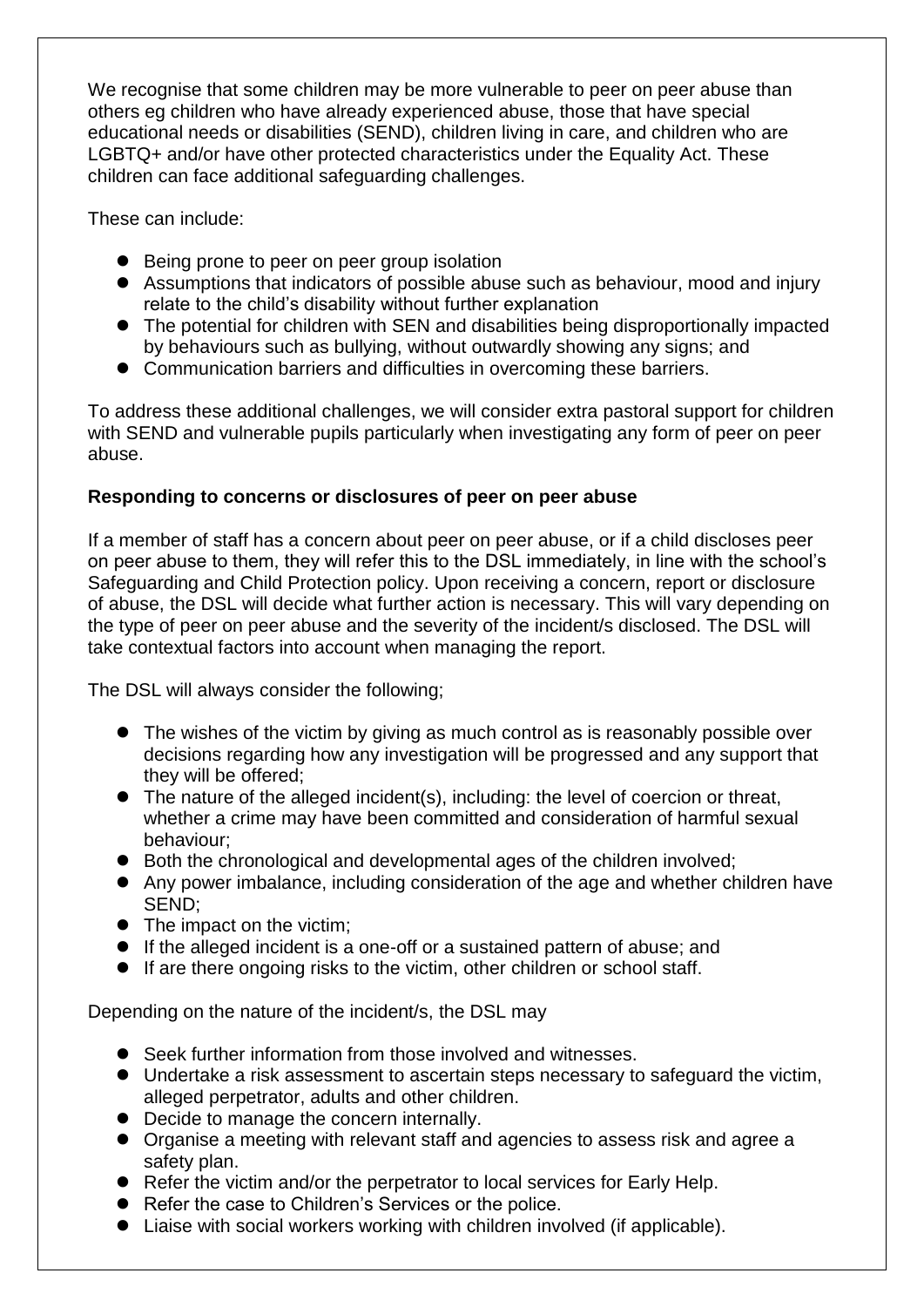We recognise that some children may be more vulnerable to peer on peer abuse than others eg children who have already experienced abuse, those that have special educational needs or disabilities (SEND), children living in care, and children who are LGBTQ+ and/or have other protected characteristics under the Equality Act. These children can face additional safeguarding challenges.

These can include:

- Being prone to peer on peer group isolation
- Assumptions that indicators of possible abuse such as behaviour, mood and injury relate to the child's disability without further explanation
- The potential for children with SEN and disabilities being disproportionally impacted by behaviours such as bullying, without outwardly showing any signs; and
- Communication barriers and difficulties in overcoming these barriers.

To address these additional challenges, we will consider extra pastoral support for children with SEND and vulnerable pupils particularly when investigating any form of peer on peer abuse.

**Responding to concerns or disclosures of peer on peer abuse**

If a member of staff has a concern about peer on peer abuse, or if a child discloses peer on peer abuse to them, they will refer this to the DSL immediately, in line with the school's Safeguarding and Child Protection policy. Upon receiving a concern, report or disclosure of abuse, the DSL will decide what further action is necessary. This will vary depending on the type of peer on peer abuse and the severity of the incident/s disclosed. The DSL will take contextual factors into account when managing the report.

The DSL will always consider the following;

- The wishes of the victim by giving as much control as is reasonably possible over decisions regarding how any investigation will be progressed and any support that they will be offered;
- The nature of the alleged incident(s), including: the level of coercion or threat, whether a crime may have been committed and consideration of harmful sexual behaviour;
- Both the chronological and developmental ages of the children involved;
- Any power imbalance, including consideration of the age and whether children have SEND;
- The impact on the victim;
- If the alleged incident is a one-off or a sustained pattern of abuse; and
- If are there ongoing risks to the victim, other children or school staff.

Depending on the nature of the incident/s, the DSL may

- Seek further information from those involved and witnesses.
- Undertake a risk assessment to ascertain steps necessary to safeguard the victim, alleged perpetrator, adults and other children.
- Decide to manage the concern internally.
- Organise a meeting with relevant staff and agencies to assess risk and agree a safety plan.
- Refer the victim and/or the perpetrator to local services for Early Help.
- Refer the case to Children's Services or the police.
- Liaise with social workers working with children involved (if applicable).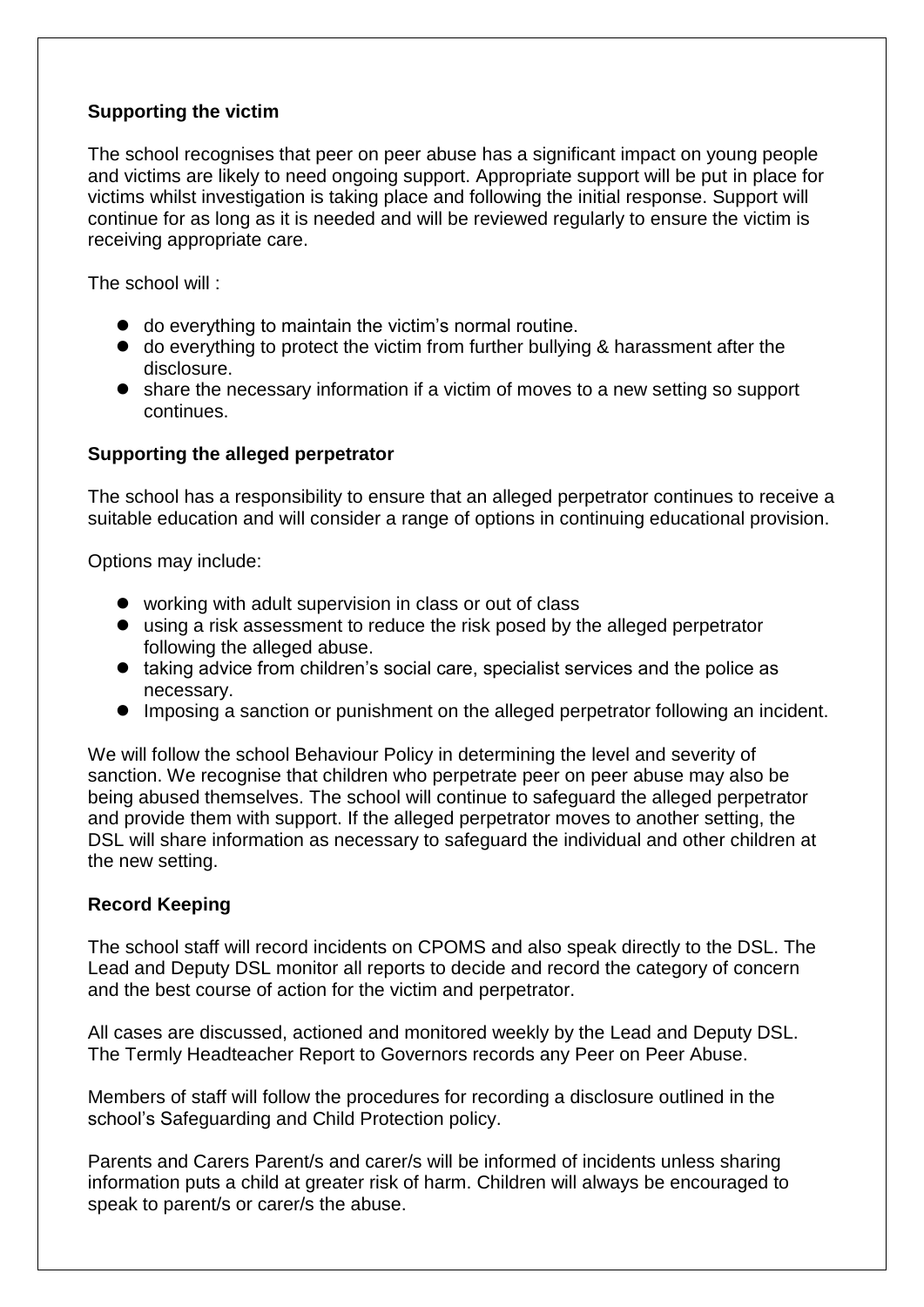### Supporting the victim

The school recognises that peer on peer abuse has a significant impact on young people and victims are likely to need ongoing support. Appropriate support will be put in place for victims whilst investigation is taking place and following the initial response. Support will continue for as long as it is needed and will be reviewed regularly to ensure the victim is receiving appropriate care.

The school will :

- do everything to maintain the victim's normal routine.
- do everything to protect the victim from further bullying & harassment after the disclosure.
- share the necessary information if a victim of moves to a new setting so support continues.

### Supporting the alleged perpetrator

The school has a responsibility to ensure that an alleged perpetrator continues to receive a suitable education and will consider a range of options in continuing educational provision.

Options may include:

- working with adult supervision in class or out of class
- using a risk assessment to reduce the risk posed by the alleged perpetrator following the alleged abuse.
- taking advice from children's social care, specialist services and the police as necessary.
- Imposing a sanction or punishment on the alleged perpetrator following an incident.

We will follow the school Behaviour Policy in determining the level and severity of sanction. We recognise that children who perpetrate peer on peer abuse may also be being abused themselves. The school will continue to safeguard the alleged perpetrator and provide them with support. If the alleged perpetrator moves to another setting, the DSL will share information as necessary to safeguard the individual and other children at the new setting.

### Record Keeping

The school staff will record incidents on CPOMS and also speak directly to the DSL. The Lead and Deputy DSL monitor all reports to decide and record the category of concern and the best course of action for the victim and perpetrator.

All cases are discussed, actioned and monitored weekly by the Lead and Deputy DSL. The Termly Headteacher Report to Governors records any Peer on Peer Abuse.

Members of staff will follow the procedures for recording a disclosure outlined in the school's Safeguarding and Child Protection policy.

Parents and Carers Parent/s and carer/s will be informed of incidents unless sharing information puts a child at greater risk of harm. Children will always be encouraged to speak to parent/s or carer/s the abuse.